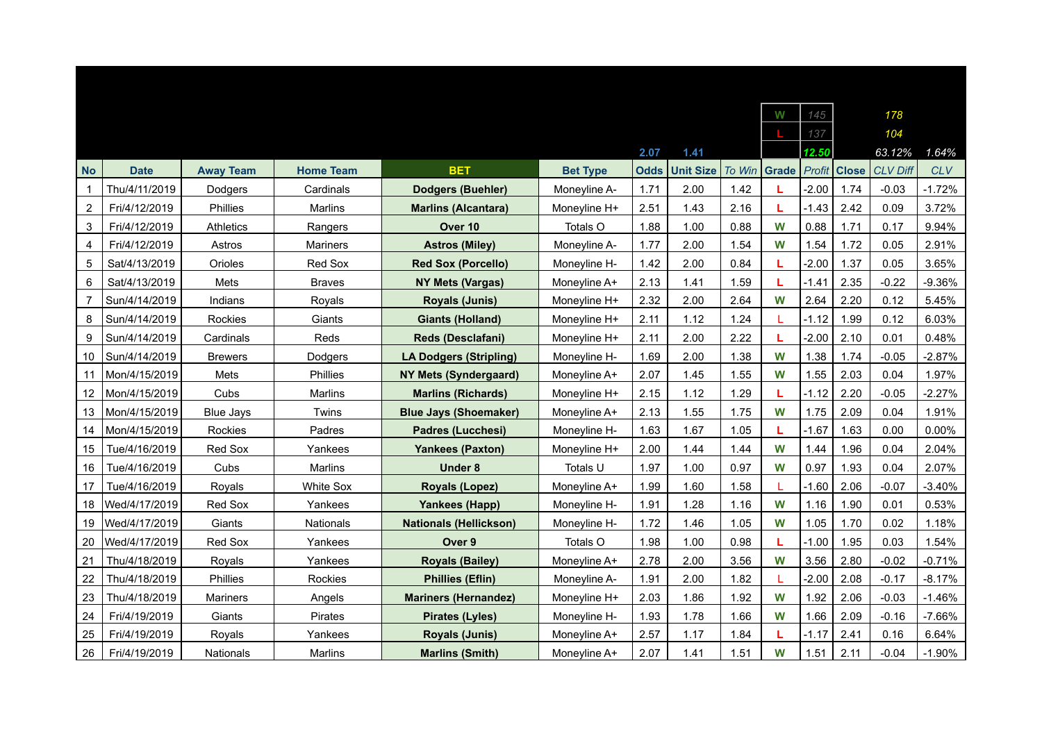| | | | | | | | | | W | 145 | | 178 | |
|---|---|---|---|---|---|---|---|---|---|---|---|---|---|
| | | | | | | | | | L | 137 | | 104 | |
| | | | | | | 2.07 | 1.41 | | | 12.50 | | 63.12% | 1.64% |
| **No** | **Date** | **Away Team** | **Home Team** | **BET** | **Bet Type** | **Odds** | **Unit Size** | *To Win* | **Grade** | *Profit* | **Close** | *CLV Diff* | *CLV* |
| 1 | Thu/4/11/2019 | Dodgers | Cardinals | **Dodgers (Buehler)** | Moneyline A- | 1.71 | 2.00 | 1.42 | L | -2.00 | 1.74 | -0.03 | -1.72% |
| 2 | Fri/4/12/2019 | Phillies | Marlins | **Marlins (Alcantara)** | Moneyline H+ | 2.51 | 1.43 | 2.16 | L | -1.43 | 2.42 | 0.09 | 3.72% |
| 3 | Fri/4/12/2019 | Athletics | Rangers | **Over 10** | Totals O | 1.88 | 1.00 | 0.88 | W | 0.88 | 1.71 | 0.17 | 9.94% |
| 4 | Fri/4/12/2019 | Astros | Mariners | **Astros (Miley)** | Moneyline A- | 1.77 | 2.00 | 1.54 | W | 1.54 | 1.72 | 0.05 | 2.91% |
| 5 | Sat/4/13/2019 | Orioles | Red Sox | **Red Sox (Porcello)** | Moneyline H- | 1.42 | 2.00 | 0.84 | L | -2.00 | 1.37 | 0.05 | 3.65% |
| 6 | Sat/4/13/2019 | Mets | Braves | **NY Mets (Vargas)** | Moneyline A+ | 2.13 | 1.41 | 1.59 | L | -1.41 | 2.35 | -0.22 | -9.36% |
| 7 | Sun/4/14/2019 | Indians | Royals | **Royals (Junis)** | Moneyline H+ | 2.32 | 2.00 | 2.64 | W | 2.64 | 2.20 | 0.12 | 5.45% |
| 8 | Sun/4/14/2019 | Rockies | Giants | **Giants (Holland)** | Moneyline H+ | 2.11 | 1.12 | 1.24 | L | -1.12 | 1.99 | 0.12 | 6.03% |
| 9 | Sun/4/14/2019 | Cardinals | Reds | **Reds (Desclafani)** | Moneyline H+ | 2.11 | 2.00 | 2.22 | L | -2.00 | 2.10 | 0.01 | 0.48% |
| 10 | Sun/4/14/2019 | Brewers | Dodgers | **LA Dodgers (Stripling)** | Moneyline H- | 1.69 | 2.00 | 1.38 | W | 1.38 | 1.74 | -0.05 | -2.87% |
| 11 | Mon/4/15/2019 | Mets | Phillies | **NY Mets (Syndergaard)** | Moneyline A+ | 2.07 | 1.45 | 1.55 | W | 1.55 | 2.03 | 0.04 | 1.97% |
| 12 | Mon/4/15/2019 | Cubs | Marlins | **Marlins (Richards)** | Moneyline H+ | 2.15 | 1.12 | 1.29 | L | -1.12 | 2.20 | -0.05 | -2.27% |
| 13 | Mon/4/15/2019 | Blue Jays | Twins | **Blue Jays (Shoemaker)** | Moneyline A+ | 2.13 | 1.55 | 1.75 | W | 1.75 | 2.09 | 0.04 | 1.91% |
| 14 | Mon/4/15/2019 | Rockies | Padres | **Padres (Lucchesi)** | Moneyline H- | 1.63 | 1.67 | 1.05 | L | -1.67 | 1.63 | 0.00 | 0.00% |
| 15 | Tue/4/16/2019 | Red Sox | Yankees | **Yankees (Paxton)** | Moneyline H+ | 2.00 | 1.44 | 1.44 | W | 1.44 | 1.96 | 0.04 | 2.04% |
| 16 | Tue/4/16/2019 | Cubs | Marlins | **Under 8** | Totals U | 1.97 | 1.00 | 0.97 | W | 0.97 | 1.93 | 0.04 | 2.07% |
| 17 | Tue/4/16/2019 | Royals | White Sox | **Royals (Lopez)** | Moneyline A+ | 1.99 | 1.60 | 1.58 | L | -1.60 | 2.06 | -0.07 | -3.40% |
| 18 | Wed/4/17/2019 | Red Sox | Yankees | **Yankees (Happ)** | Moneyline H- | 1.91 | 1.28 | 1.16 | W | 1.16 | 1.90 | 0.01 | 0.53% |
| 19 | Wed/4/17/2019 | Giants | Nationals | **Nationals (Hellickson)** | Moneyline H- | 1.72 | 1.46 | 1.05 | W | 1.05 | 1.70 | 0.02 | 1.18% |
| 20 | Wed/4/17/2019 | Red Sox | Yankees | **Over 9** | Totals O | 1.98 | 1.00 | 0.98 | L | -1.00 | 1.95 | 0.03 | 1.54% |
| 21 | Thu/4/18/2019 | Royals | Yankees | **Royals (Bailey)** | Moneyline A+ | 2.78 | 2.00 | 3.56 | W | 3.56 | 2.80 | -0.02 | -0.71% |
| 22 | Thu/4/18/2019 | Phillies | Rockies | **Phillies (Eflin)** | Moneyline A- | 1.91 | 2.00 | 1.82 | L | -2.00 | 2.08 | -0.17 | -8.17% |
| 23 | Thu/4/18/2019 | Mariners | Angels | **Mariners (Hernandez)** | Moneyline H+ | 2.03 | 1.86 | 1.92 | W | 1.92 | 2.06 | -0.03 | -1.46% |
| 24 | Fri/4/19/2019 | Giants | Pirates | **Pirates (Lyles)** | Moneyline H- | 1.93 | 1.78 | 1.66 | W | 1.66 | 2.09 | -0.16 | -7.66% |
| 25 | Fri/4/19/2019 | Royals | Yankees | **Royals (Junis)** | Moneyline A+ | 2.57 | 1.17 | 1.84 | L | -1.17 | 2.41 | 0.16 | 6.64% |
| 26 | Fri/4/19/2019 | Nationals | Marlins | **Marlins (Smith)** | Moneyline A+ | 2.07 | 1.41 | 1.51 | W | 1.51 | 2.11 | -0.04 | -1.90% |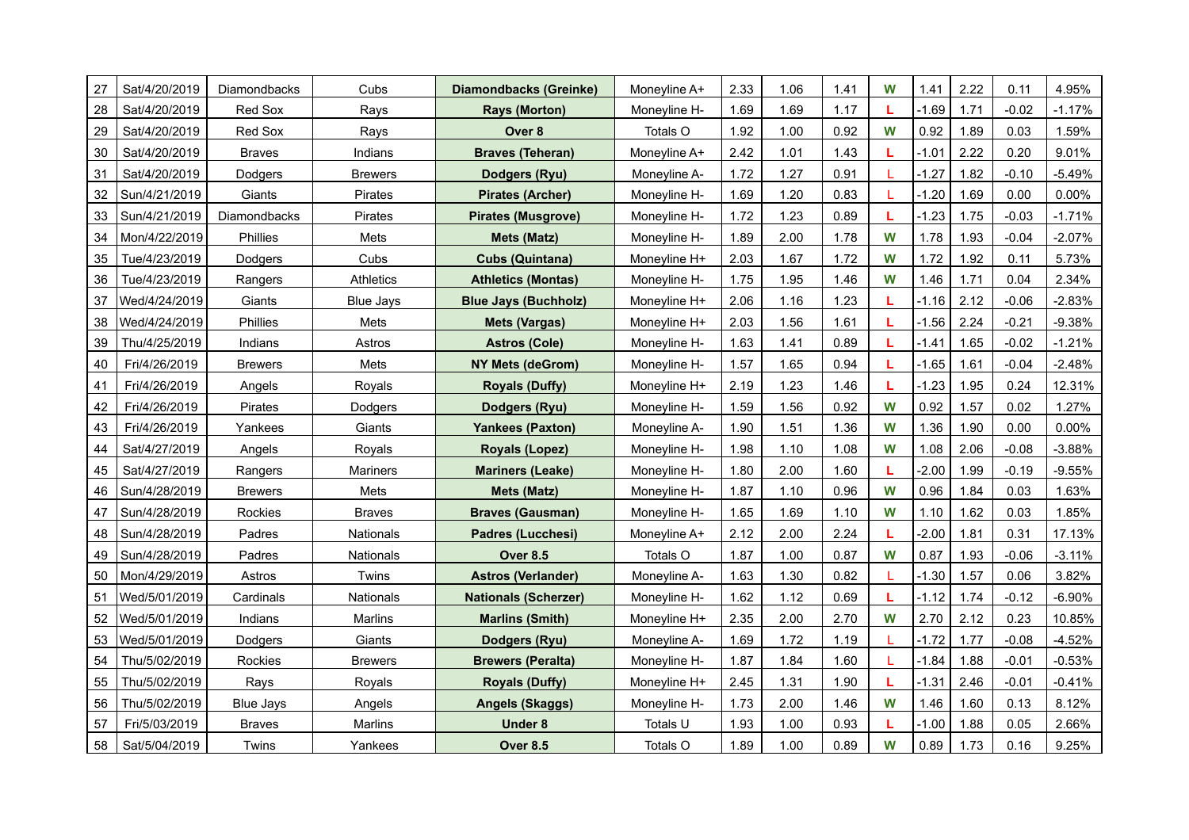| 27 | Sat/4/20/2019 | Diamondbacks | Cubs | **Diamondbacks (Greinke)** | Moneyline A+ | 2.33 | 1.06 | 1.41 | W | 1.41 | 2.22 | 0.11 | 4.95% |
|---|---|---|---|---|---|---|---|---|---|---|---|---|---|
| 28 | Sat/4/20/2019 | Red Sox | Rays | **Rays (Morton)** | Moneyline H- | 1.69 | 1.69 | 1.17 | L | -1.69 | 1.71 | -0.02 | -1.17% |
| 29 | Sat/4/20/2019 | Red Sox | Rays | **Over 8** | Totals O | 1.92 | 1.00 | 0.92 | W | 0.92 | 1.89 | 0.03 | 1.59% |
| 30 | Sat/4/20/2019 | Braves | Indians | **Braves (Teheran)** | Moneyline A+ | 2.42 | 1.01 | 1.43 | L | -1.01 | 2.22 | 0.20 | 9.01% |
| 31 | Sat/4/20/2019 | Dodgers | Brewers | **Dodgers (Ryu)** | Moneyline A- | 1.72 | 1.27 | 0.91 | L | -1.27 | 1.82 | -0.10 | -5.49% |
| 32 | Sun/4/21/2019 | Giants | Pirates | **Pirates (Archer)** | Moneyline H- | 1.69 | 1.20 | 0.83 | L | -1.20 | 1.69 | 0.00 | 0.00% |
| 33 | Sun/4/21/2019 | Diamondbacks | Pirates | **Pirates (Musgrove)** | Moneyline H- | 1.72 | 1.23 | 0.89 | L | -1.23 | 1.75 | -0.03 | -1.71% |
| 34 | Mon/4/22/2019 | Phillies | Mets | **Mets (Matz)** | Moneyline H- | 1.89 | 2.00 | 1.78 | W | 1.78 | 1.93 | -0.04 | -2.07% |
| 35 | Tue/4/23/2019 | Dodgers | Cubs | **Cubs (Quintana)** | Moneyline H+ | 2.03 | 1.67 | 1.72 | W | 1.72 | 1.92 | 0.11 | 5.73% |
| 36 | Tue/4/23/2019 | Rangers | Athletics | **Athletics (Montas)** | Moneyline H- | 1.75 | 1.95 | 1.46 | W | 1.46 | 1.71 | 0.04 | 2.34% |
| 37 | Wed/4/24/2019 | Giants | Blue Jays | **Blue Jays (Buchholz)** | Moneyline H+ | 2.06 | 1.16 | 1.23 | L | -1.16 | 2.12 | -0.06 | -2.83% |
| 38 | Wed/4/24/2019 | Phillies | Mets | **Mets (Vargas)** | Moneyline H+ | 2.03 | 1.56 | 1.61 | L | -1.56 | 2.24 | -0.21 | -9.38% |
| 39 | Thu/4/25/2019 | Indians | Astros | **Astros (Cole)** | Moneyline H- | 1.63 | 1.41 | 0.89 | L | -1.41 | 1.65 | -0.02 | -1.21% |
| 40 | Fri/4/26/2019 | Brewers | Mets | **NY Mets (deGrom)** | Moneyline H- | 1.57 | 1.65 | 0.94 | L | -1.65 | 1.61 | -0.04 | -2.48% |
| 41 | Fri/4/26/2019 | Angels | Royals | **Royals (Duffy)** | Moneyline H+ | 2.19 | 1.23 | 1.46 | L | -1.23 | 1.95 | 0.24 | 12.31% |
| 42 | Fri/4/26/2019 | Pirates | Dodgers | **Dodgers (Ryu)** | Moneyline H- | 1.59 | 1.56 | 0.92 | W | 0.92 | 1.57 | 0.02 | 1.27% |
| 43 | Fri/4/26/2019 | Yankees | Giants | **Yankees (Paxton)** | Moneyline A- | 1.90 | 1.51 | 1.36 | W | 1.36 | 1.90 | 0.00 | 0.00% |
| 44 | Sat/4/27/2019 | Angels | Royals | **Royals (Lopez)** | Moneyline H- | 1.98 | 1.10 | 1.08 | W | 1.08 | 2.06 | -0.08 | -3.88% |
| 45 | Sat/4/27/2019 | Rangers | Mariners | **Mariners (Leake)** | Moneyline H- | 1.80 | 2.00 | 1.60 | L | -2.00 | 1.99 | -0.19 | -9.55% |
| 46 | Sun/4/28/2019 | Brewers | Mets | **Mets (Matz)** | Moneyline H- | 1.87 | 1.10 | 0.96 | W | 0.96 | 1.84 | 0.03 | 1.63% |
| 47 | Sun/4/28/2019 | Rockies | Braves | **Braves (Gausman)** | Moneyline H- | 1.65 | 1.69 | 1.10 | W | 1.10 | 1.62 | 0.03 | 1.85% |
| 48 | Sun/4/28/2019 | Padres | Nationals | **Padres (Lucchesi)** | Moneyline A+ | 2.12 | 2.00 | 2.24 | L | -2.00 | 1.81 | 0.31 | 17.13% |
| 49 | Sun/4/28/2019 | Padres | Nationals | **Over 8.5** | Totals O | 1.87 | 1.00 | 0.87 | W | 0.87 | 1.93 | -0.06 | -3.11% |
| 50 | Mon/4/29/2019 | Astros | Twins | **Astros (Verlander)** | Moneyline A- | 1.63 | 1.30 | 0.82 | L | -1.30 | 1.57 | 0.06 | 3.82% |
| 51 | Wed/5/01/2019 | Cardinals | Nationals | **Nationals (Scherzer)** | Moneyline H- | 1.62 | 1.12 | 0.69 | L | -1.12 | 1.74 | -0.12 | -6.90% |
| 52 | Wed/5/01/2019 | Indians | Marlins | **Marlins (Smith)** | Moneyline H+ | 2.35 | 2.00 | 2.70 | W | 2.70 | 2.12 | 0.23 | 10.85% |
| 53 | Wed/5/01/2019 | Dodgers | Giants | **Dodgers (Ryu)** | Moneyline A- | 1.69 | 1.72 | 1.19 | L | -1.72 | 1.77 | -0.08 | -4.52% |
| 54 | Thu/5/02/2019 | Rockies | Brewers | **Brewers (Peralta)** | Moneyline H- | 1.87 | 1.84 | 1.60 | L | -1.84 | 1.88 | -0.01 | -0.53% |
| 55 | Thu/5/02/2019 | Rays | Royals | **Royals (Duffy)** | Moneyline H+ | 2.45 | 1.31 | 1.90 | L | -1.31 | 2.46 | -0.01 | -0.41% |
| 56 | Thu/5/02/2019 | Blue Jays | Angels | **Angels (Skaggs)** | Moneyline H- | 1.73 | 2.00 | 1.46 | W | 1.46 | 1.60 | 0.13 | 8.12% |
| 57 | Fri/5/03/2019 | Braves | Marlins | **Under 8** | Totals U | 1.93 | 1.00 | 0.93 | L | -1.00 | 1.88 | 0.05 | 2.66% |
| 58 | Sat/5/04/2019 | Twins | Yankees | **Over 8.5** | Totals O | 1.89 | 1.00 | 0.89 | W | 0.89 | 1.73 | 0.16 | 9.25% |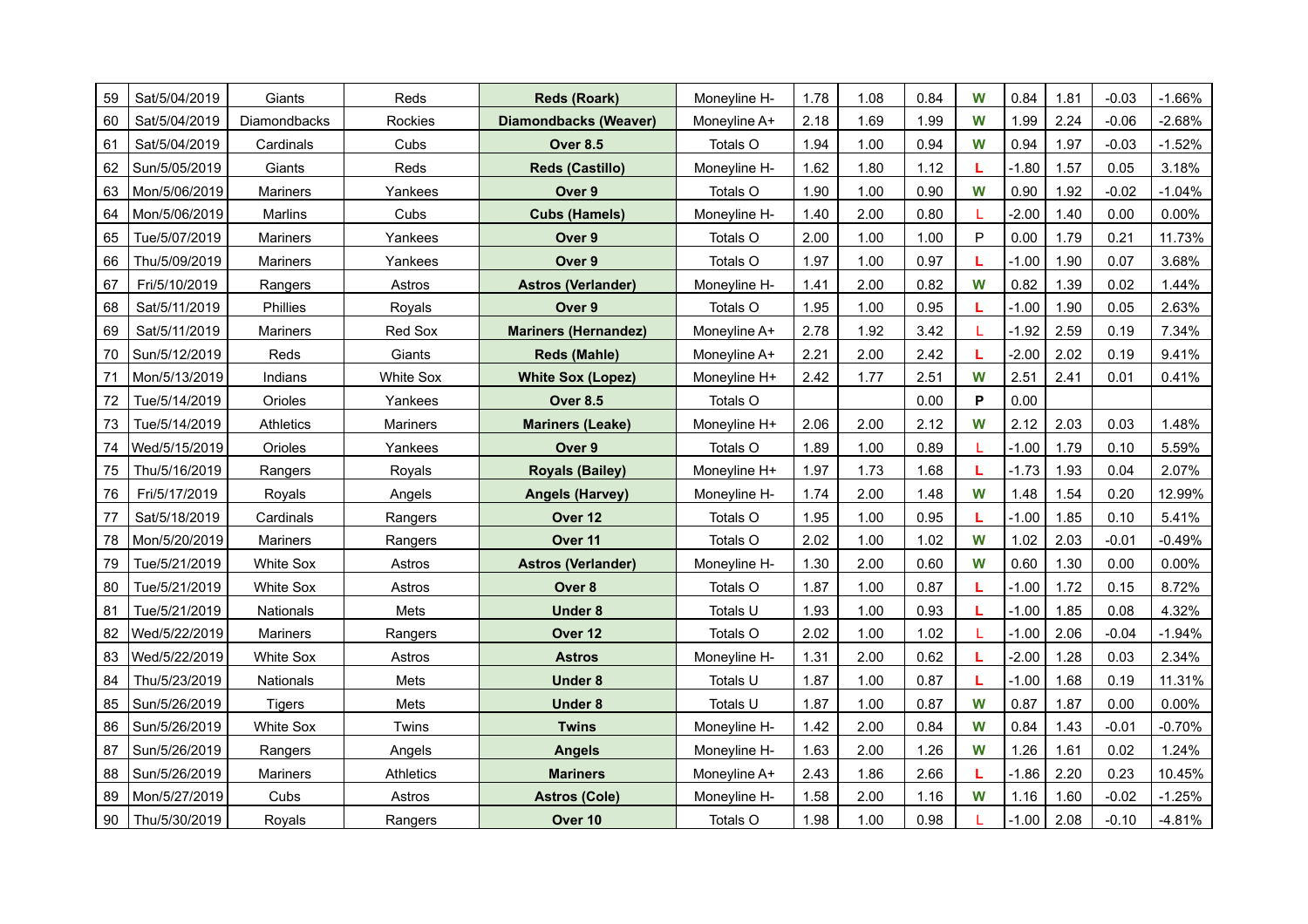| 59 | Sat/5/04/2019 | Giants | Reds | **Reds (Roark)** | Moneyline H- | 1.78 | 1.08 | 0.84 | W | 0.84 | 1.81 | -0.03 | -1.66% |
|---|---|---|---|---|---|---|---|---|---|---|---|---|---|
| 60 | Sat/5/04/2019 | Diamondbacks | Rockies | **Diamondbacks (Weaver)** | Moneyline A+ | 2.18 | 1.69 | 1.99 | W | 1.99 | 2.24 | -0.06 | -2.68% |
| 61 | Sat/5/04/2019 | Cardinals | Cubs | **Over 8.5** | Totals O | 1.94 | 1.00 | 0.94 | W | 0.94 | 1.97 | -0.03 | -1.52% |
| 62 | Sun/5/05/2019 | Giants | Reds | **Reds (Castillo)** | Moneyline H- | 1.62 | 1.80 | 1.12 | L | -1.80 | 1.57 | 0.05 | 3.18% |
| 63 | Mon/5/06/2019 | Mariners | Yankees | **Over 9** | Totals O | 1.90 | 1.00 | 0.90 | W | 0.90 | 1.92 | -0.02 | -1.04% |
| 64 | Mon/5/06/2019 | Marlins | Cubs | **Cubs (Hamels)** | Moneyline H- | 1.40 | 2.00 | 0.80 | L | -2.00 | 1.40 | 0.00 | 0.00% |
| 65 | Tue/5/07/2019 | Mariners | Yankees | **Over 9** | Totals O | 2.00 | 1.00 | 1.00 | P | 0.00 | 1.79 | 0.21 | 11.73% |
| 66 | Thu/5/09/2019 | Mariners | Yankees | **Over 9** | Totals O | 1.97 | 1.00 | 0.97 | L | -1.00 | 1.90 | 0.07 | 3.68% |
| 67 | Fri/5/10/2019 | Rangers | Astros | **Astros (Verlander)** | Moneyline H- | 1.41 | 2.00 | 0.82 | W | 0.82 | 1.39 | 0.02 | 1.44% |
| 68 | Sat/5/11/2019 | Phillies | Royals | **Over 9** | Totals O | 1.95 | 1.00 | 0.95 | L | -1.00 | 1.90 | 0.05 | 2.63% |
| 69 | Sat/5/11/2019 | Mariners | Red Sox | **Mariners (Hernandez)** | Moneyline A+ | 2.78 | 1.92 | 3.42 | L | -1.92 | 2.59 | 0.19 | 7.34% |
| 70 | Sun/5/12/2019 | Reds | Giants | **Reds (Mahle)** | Moneyline A+ | 2.21 | 2.00 | 2.42 | L | -2.00 | 2.02 | 0.19 | 9.41% |
| 71 | Mon/5/13/2019 | Indians | White Sox | **White Sox (Lopez)** | Moneyline H+ | 2.42 | 1.77 | 2.51 | W | 2.51 | 2.41 | 0.01 | 0.41% |
| 72 | Tue/5/14/2019 | Orioles | Yankees | **Over 8.5** | Totals O | | | 0.00 | P | 0.00 | | | |
| 73 | Tue/5/14/2019 | Athletics | Mariners | **Mariners (Leake)** | Moneyline H+ | 2.06 | 2.00 | 2.12 | W | 2.12 | 2.03 | 0.03 | 1.48% |
| 74 | Wed/5/15/2019 | Orioles | Yankees | **Over 9** | Totals O | 1.89 | 1.00 | 0.89 | L | -1.00 | 1.79 | 0.10 | 5.59% |
| 75 | Thu/5/16/2019 | Rangers | Royals | **Royals (Bailey)** | Moneyline H+ | 1.97 | 1.73 | 1.68 | L | -1.73 | 1.93 | 0.04 | 2.07% |
| 76 | Fri/5/17/2019 | Royals | Angels | **Angels (Harvey)** | Moneyline H- | 1.74 | 2.00 | 1.48 | W | 1.48 | 1.54 | 0.20 | 12.99% |
| 77 | Sat/5/18/2019 | Cardinals | Rangers | **Over 12** | Totals O | 1.95 | 1.00 | 0.95 | L | -1.00 | 1.85 | 0.10 | 5.41% |
| 78 | Mon/5/20/2019 | Mariners | Rangers | **Over 11** | Totals O | 2.02 | 1.00 | 1.02 | W | 1.02 | 2.03 | -0.01 | -0.49% |
| 79 | Tue/5/21/2019 | White Sox | Astros | **Astros (Verlander)** | Moneyline H- | 1.30 | 2.00 | 0.60 | W | 0.60 | 1.30 | 0.00 | 0.00% |
| 80 | Tue/5/21/2019 | White Sox | Astros | **Over 8** | Totals O | 1.87 | 1.00 | 0.87 | L | -1.00 | 1.72 | 0.15 | 8.72% |
| 81 | Tue/5/21/2019 | Nationals | Mets | **Under 8** | Totals U | 1.93 | 1.00 | 0.93 | L | -1.00 | 1.85 | 0.08 | 4.32% |
| 82 | Wed/5/22/2019 | Mariners | Rangers | **Over 12** | Totals O | 2.02 | 1.00 | 1.02 | L | -1.00 | 2.06 | -0.04 | -1.94% |
| 83 | Wed/5/22/2019 | White Sox | Astros | **Astros** | Moneyline H- | 1.31 | 2.00 | 0.62 | L | -2.00 | 1.28 | 0.03 | 2.34% |
| 84 | Thu/5/23/2019 | Nationals | Mets | **Under 8** | Totals U | 1.87 | 1.00 | 0.87 | L | -1.00 | 1.68 | 0.19 | 11.31% |
| 85 | Sun/5/26/2019 | Tigers | Mets | **Under 8** | Totals U | 1.87 | 1.00 | 0.87 | W | 0.87 | 1.87 | 0.00 | 0.00% |
| 86 | Sun/5/26/2019 | White Sox | Twins | **Twins** | Moneyline H- | 1.42 | 2.00 | 0.84 | W | 0.84 | 1.43 | -0.01 | -0.70% |
| 87 | Sun/5/26/2019 | Rangers | Angels | **Angels** | Moneyline H- | 1.63 | 2.00 | 1.26 | W | 1.26 | 1.61 | 0.02 | 1.24% |
| 88 | Sun/5/26/2019 | Mariners | Athletics | **Mariners** | Moneyline A+ | 2.43 | 1.86 | 2.66 | L | -1.86 | 2.20 | 0.23 | 10.45% |
| 89 | Mon/5/27/2019 | Cubs | Astros | **Astros (Cole)** | Moneyline H- | 1.58 | 2.00 | 1.16 | W | 1.16 | 1.60 | -0.02 | -1.25% |
| 90 | Thu/5/30/2019 | Royals | Rangers | **Over 10** | Totals O | 1.98 | 1.00 | 0.98 | L | -1.00 | 2.08 | -0.10 | -4.81% |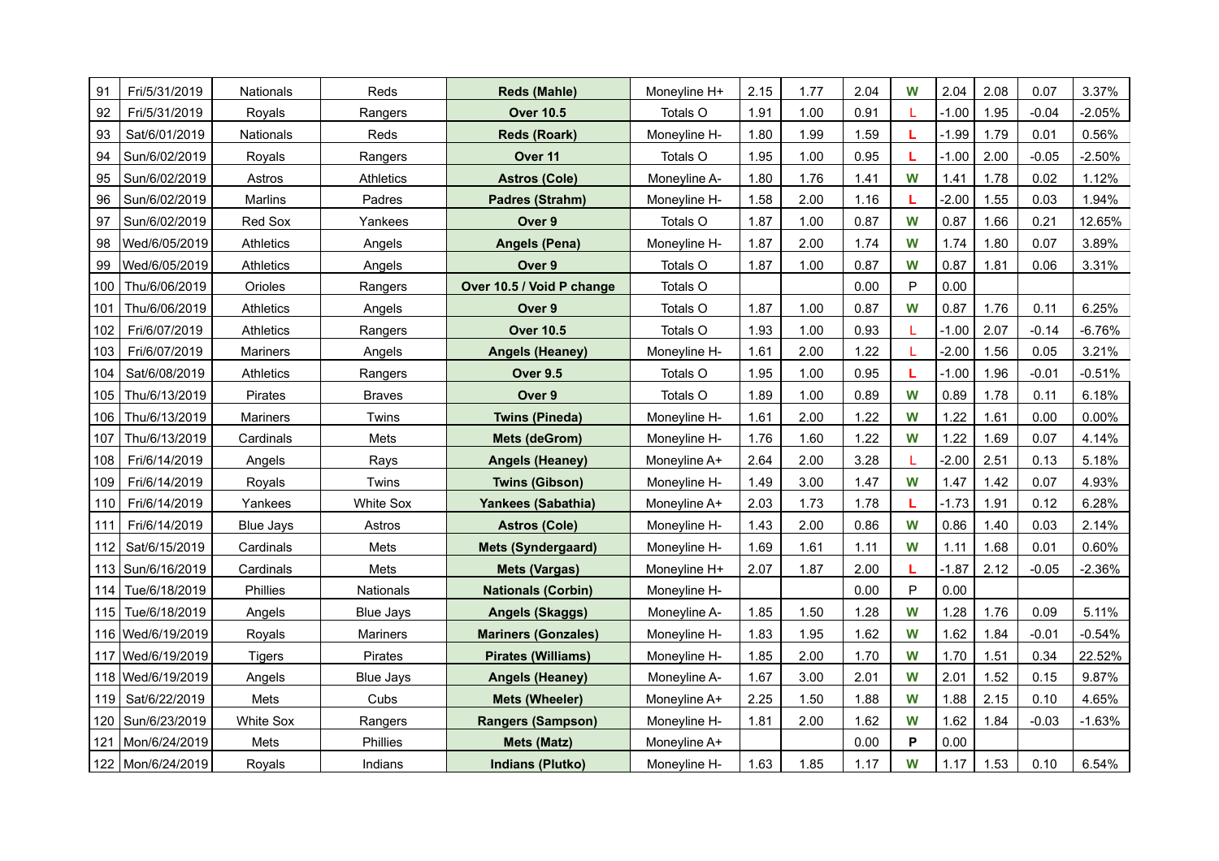| | | | | | | | | | | | | | |
|---|---|---|---|---|---|---|---|---|---|---|---|---|---|
| 91 | Fri/5/31/2019 | Nationals | Reds | **Reds (Mahle)** | Moneyline H+ | 2.15 | 1.77 | 2.04 | **W** | 2.04 | 2.08 | 0.07 | 3.37% |
| 92 | Fri/5/31/2019 | Royals | Rangers | **Over 10.5** | Totals O | 1.91 | 1.00 | 0.91 | L | -1.00 | 1.95 | -0.04 | -2.05% |
| 93 | Sat/6/01/2019 | Nationals | Reds | **Reds (Roark)** | Moneyline H- | 1.80 | 1.99 | 1.59 | **L** | -1.99 | 1.79 | 0.01 | 0.56% |
| 94 | Sun/6/02/2019 | Royals | Rangers | **Over 11** | Totals O | 1.95 | 1.00 | 0.95 | **L** | -1.00 | 2.00 | -0.05 | -2.50% |
| 95 | Sun/6/02/2019 | Astros | Athletics | **Astros (Cole)** | Moneyline A- | 1.80 | 1.76 | 1.41 | **W** | 1.41 | 1.78 | 0.02 | 1.12% |
| 96 | Sun/6/02/2019 | Marlins | Padres | **Padres (Strahm)** | Moneyline H- | 1.58 | 2.00 | 1.16 | **L** | -2.00 | 1.55 | 0.03 | 1.94% |
| 97 | Sun/6/02/2019 | Red Sox | Yankees | **Over 9** | Totals O | 1.87 | 1.00 | 0.87 | **W** | 0.87 | 1.66 | 0.21 | 12.65% |
| 98 | Wed/6/05/2019 | Athletics | Angels | **Angels (Pena)** | Moneyline H- | 1.87 | 2.00 | 1.74 | **W** | 1.74 | 1.80 | 0.07 | 3.89% |
| 99 | Wed/6/05/2019 | Athletics | Angels | **Over 9** | Totals O | 1.87 | 1.00 | 0.87 | **W** | 0.87 | 1.81 | 0.06 | 3.31% |
| 100 | Thu/6/06/2019 | Orioles | Rangers | **Over 10.5 / Void P change** | Totals O | | | 0.00 | P | 0.00 | | | |
| 101 | Thu/6/06/2019 | Athletics | Angels | **Over 9** | Totals O | 1.87 | 1.00 | 0.87 | **W** | 0.87 | 1.76 | 0.11 | 6.25% |
| 102 | Fri/6/07/2019 | Athletics | Rangers | **Over 10.5** | Totals O | 1.93 | 1.00 | 0.93 | L | -1.00 | 2.07 | -0.14 | -6.76% |
| 103 | Fri/6/07/2019 | Mariners | Angels | **Angels (Heaney)** | Moneyline H- | 1.61 | 2.00 | 1.22 | L | -2.00 | 1.56 | 0.05 | 3.21% |
| 104 | Sat/6/08/2019 | Athletics | Rangers | **Over 9.5** | Totals O | 1.95 | 1.00 | 0.95 | **L** | -1.00 | 1.96 | -0.01 | -0.51% |
| 105 | Thu/6/13/2019 | Pirates | Braves | **Over 9** | Totals O | 1.89 | 1.00 | 0.89 | **W** | 0.89 | 1.78 | 0.11 | 6.18% |
| 106 | Thu/6/13/2019 | Mariners | Twins | **Twins (Pineda)** | Moneyline H- | 1.61 | 2.00 | 1.22 | **W** | 1.22 | 1.61 | 0.00 | 0.00% |
| 107 | Thu/6/13/2019 | Cardinals | Mets | **Mets (deGrom)** | Moneyline H- | 1.76 | 1.60 | 1.22 | **W** | 1.22 | 1.69 | 0.07 | 4.14% |
| 108 | Fri/6/14/2019 | Angels | Rays | **Angels (Heaney)** | Moneyline A+ | 2.64 | 2.00 | 3.28 | L | -2.00 | 2.51 | 0.13 | 5.18% |
| 109 | Fri/6/14/2019 | Royals | Twins | **Twins (Gibson)** | Moneyline H- | 1.49 | 3.00 | 1.47 | **W** | 1.47 | 1.42 | 0.07 | 4.93% |
| 110 | Fri/6/14/2019 | Yankees | White Sox | **Yankees (Sabathia)** | Moneyline A+ | 2.03 | 1.73 | 1.78 | **L** | -1.73 | 1.91 | 0.12 | 6.28% |
| 111 | Fri/6/14/2019 | Blue Jays | Astros | **Astros (Cole)** | Moneyline H- | 1.43 | 2.00 | 0.86 | **W** | 0.86 | 1.40 | 0.03 | 2.14% |
| 112 | Sat/6/15/2019 | Cardinals | Mets | **Mets (Syndergaard)** | Moneyline H- | 1.69 | 1.61 | 1.11 | **W** | 1.11 | 1.68 | 0.01 | 0.60% |
| 113 | Sun/6/16/2019 | Cardinals | Mets | **Mets (Vargas)** | Moneyline H+ | 2.07 | 1.87 | 2.00 | **L** | -1.87 | 2.12 | -0.05 | -2.36% |
| 114 | Tue/6/18/2019 | Phillies | Nationals | **Nationals (Corbin)** | Moneyline H- | | | 0.00 | P | 0.00 | | | |
| 115 | Tue/6/18/2019 | Angels | Blue Jays | **Angels (Skaggs)** | Moneyline A- | 1.85 | 1.50 | 1.28 | **W** | 1.28 | 1.76 | 0.09 | 5.11% |
| 116 | Wed/6/19/2019 | Royals | Mariners | **Mariners (Gonzales)** | Moneyline H- | 1.83 | 1.95 | 1.62 | **W** | 1.62 | 1.84 | -0.01 | -0.54% |
| 117 | Wed/6/19/2019 | Tigers | Pirates | **Pirates (Williams)** | Moneyline H- | 1.85 | 2.00 | 1.70 | **W** | 1.70 | 1.51 | 0.34 | 22.52% |
| 118 | Wed/6/19/2019 | Angels | Blue Jays | **Angels (Heaney)** | Moneyline A- | 1.67 | 3.00 | 2.01 | **W** | 2.01 | 1.52 | 0.15 | 9.87% |
| 119 | Sat/6/22/2019 | Mets | Cubs | **Mets (Wheeler)** | Moneyline A+ | 2.25 | 1.50 | 1.88 | **W** | 1.88 | 2.15 | 0.10 | 4.65% |
| 120 | Sun/6/23/2019 | White Sox | Rangers | **Rangers (Sampson)** | Moneyline H- | 1.81 | 2.00 | 1.62 | **W** | 1.62 | 1.84 | -0.03 | -1.63% |
| 121 | Mon/6/24/2019 | Mets | Phillies | **Mets (Matz)** | Moneyline A+ | | | 0.00 | **P** | 0.00 | | | |
| 122 | Mon/6/24/2019 | Royals | Indians | **Indians (Plutko)** | Moneyline H- | 1.63 | 1.85 | 1.17 | **W** | 1.17 | 1.53 | 0.10 | 6.54% |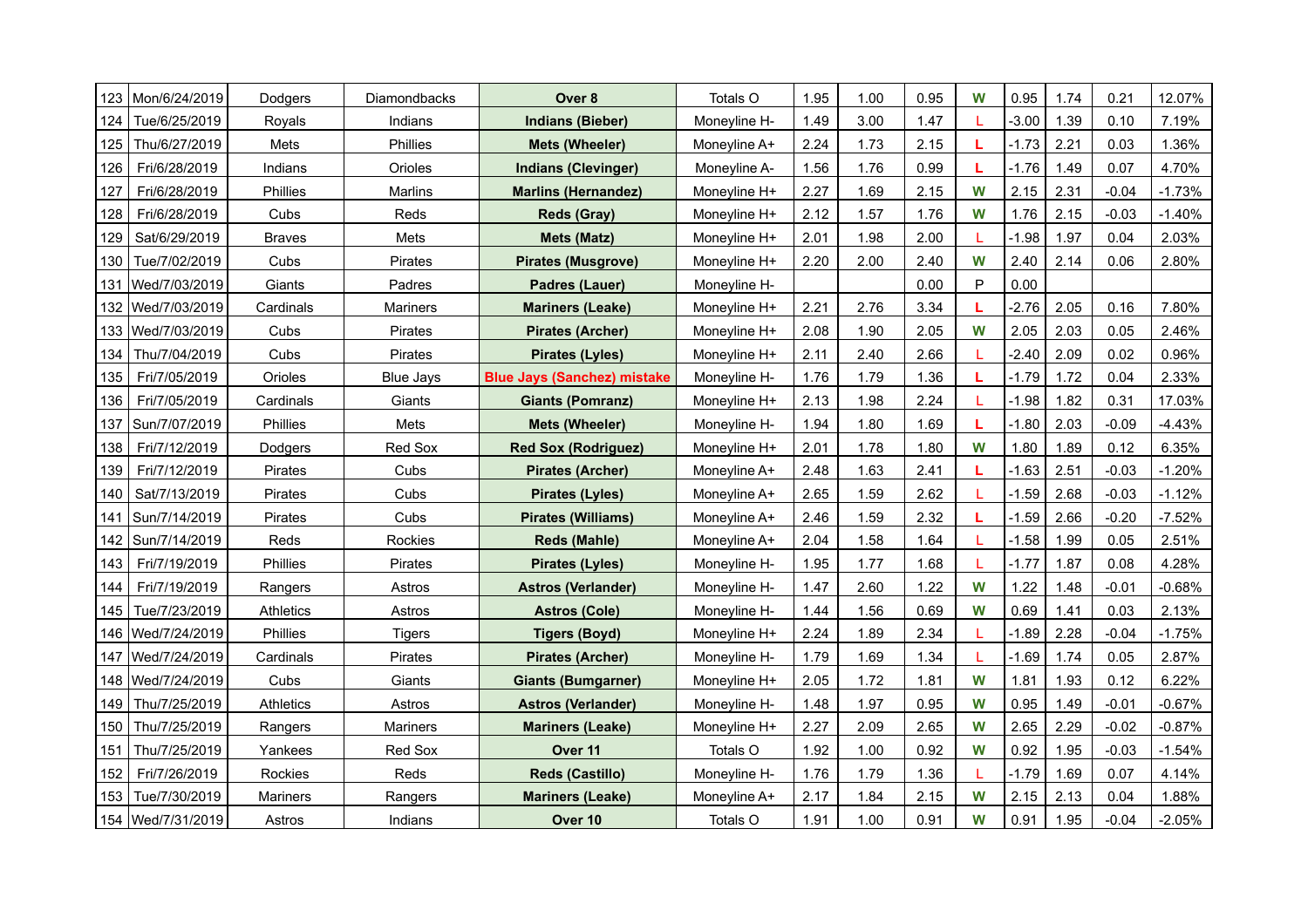| 123 | Mon/6/24/2019 | Dodgers | Diamondbacks | **Over 8** | Totals O | 1.95 | 1.00 | 0.95 | W | 0.95 | 1.74 | 0.21 | 12.07% |
|---|---|---|---|---|---|---|---|---|---|---|---|---|---|
| 124 | Tue/6/25/2019 | Royals | Indians | **Indians (Bieber)** | Moneyline H- | 1.49 | 3.00 | 1.47 | L | -3.00 | 1.39 | 0.10 | 7.19% |
| 125 | Thu/6/27/2019 | Mets | Phillies | **Mets (Wheeler)** | Moneyline A+ | 2.24 | 1.73 | 2.15 | L | -1.73 | 2.21 | 0.03 | 1.36% |
| 126 | Fri/6/28/2019 | Indians | Orioles | **Indians (Clevinger)** | Moneyline A- | 1.56 | 1.76 | 0.99 | L | -1.76 | 1.49 | 0.07 | 4.70% |
| 127 | Fri/6/28/2019 | Phillies | Marlins | **Marlins (Hernandez)** | Moneyline H+ | 2.27 | 1.69 | 2.15 | W | 2.15 | 2.31 | -0.04 | -1.73% |
| 128 | Fri/6/28/2019 | Cubs | Reds | **Reds (Gray)** | Moneyline H+ | 2.12 | 1.57 | 1.76 | W | 1.76 | 2.15 | -0.03 | -1.40% |
| 129 | Sat/6/29/2019 | Braves | Mets | **Mets (Matz)** | Moneyline H+ | 2.01 | 1.98 | 2.00 | L | -1.98 | 1.97 | 0.04 | 2.03% |
| 130 | Tue/7/02/2019 | Cubs | Pirates | **Pirates (Musgrove)** | Moneyline H+ | 2.20 | 2.00 | 2.40 | W | 2.40 | 2.14 | 0.06 | 2.80% |
| 131 | Wed/7/03/2019 | Giants | Padres | **Padres (Lauer)** | Moneyline H- | | | 0.00 | P | 0.00 | | | |
| 132 | Wed/7/03/2019 | Cardinals | Mariners | **Mariners (Leake)** | Moneyline H+ | 2.21 | 2.76 | 3.34 | L | -2.76 | 2.05 | 0.16 | 7.80% |
| 133 | Wed/7/03/2019 | Cubs | Pirates | **Pirates (Archer)** | Moneyline H+ | 2.08 | 1.90 | 2.05 | W | 2.05 | 2.03 | 0.05 | 2.46% |
| 134 | Thu/7/04/2019 | Cubs | Pirates | **Pirates (Lyles)** | Moneyline H+ | 2.11 | 2.40 | 2.66 | L | -2.40 | 2.09 | 0.02 | 0.96% |
| 135 | Fri/7/05/2019 | Orioles | Blue Jays | **Blue Jays (Sanchez) mistake** | Moneyline H- | 1.76 | 1.79 | 1.36 | L | -1.79 | 1.72 | 0.04 | 2.33% |
| 136 | Fri/7/05/2019 | Cardinals | Giants | **Giants (Pomranz)** | Moneyline H+ | 2.13 | 1.98 | 2.24 | L | -1.98 | 1.82 | 0.31 | 17.03% |
| 137 | Sun/7/07/2019 | Phillies | Mets | **Mets (Wheeler)** | Moneyline H- | 1.94 | 1.80 | 1.69 | L | -1.80 | 2.03 | -0.09 | -4.43% |
| 138 | Fri/7/12/2019 | Dodgers | Red Sox | **Red Sox (Rodriguez)** | Moneyline H+ | 2.01 | 1.78 | 1.80 | W | 1.80 | 1.89 | 0.12 | 6.35% |
| 139 | Fri/7/12/2019 | Pirates | Cubs | **Pirates (Archer)** | Moneyline A+ | 2.48 | 1.63 | 2.41 | L | -1.63 | 2.51 | -0.03 | -1.20% |
| 140 | Sat/7/13/2019 | Pirates | Cubs | **Pirates (Lyles)** | Moneyline A+ | 2.65 | 1.59 | 2.62 | L | -1.59 | 2.68 | -0.03 | -1.12% |
| 141 | Sun/7/14/2019 | Pirates | Cubs | **Pirates (Williams)** | Moneyline A+ | 2.46 | 1.59 | 2.32 | L | -1.59 | 2.66 | -0.20 | -7.52% |
| 142 | Sun/7/14/2019 | Reds | Rockies | **Reds (Mahle)** | Moneyline A+ | 2.04 | 1.58 | 1.64 | L | -1.58 | 1.99 | 0.05 | 2.51% |
| 143 | Fri/7/19/2019 | Phillies | Pirates | **Pirates (Lyles)** | Moneyline H- | 1.95 | 1.77 | 1.68 | L | -1.77 | 1.87 | 0.08 | 4.28% |
| 144 | Fri/7/19/2019 | Rangers | Astros | **Astros (Verlander)** | Moneyline H- | 1.47 | 2.60 | 1.22 | W | 1.22 | 1.48 | -0.01 | -0.68% |
| 145 | Tue/7/23/2019 | Athletics | Astros | **Astros (Cole)** | Moneyline H- | 1.44 | 1.56 | 0.69 | W | 0.69 | 1.41 | 0.03 | 2.13% |
| 146 | Wed/7/24/2019 | Phillies | Tigers | **Tigers (Boyd)** | Moneyline H+ | 2.24 | 1.89 | 2.34 | L | -1.89 | 2.28 | -0.04 | -1.75% |
| 147 | Wed/7/24/2019 | Cardinals | Pirates | **Pirates (Archer)** | Moneyline H- | 1.79 | 1.69 | 1.34 | L | -1.69 | 1.74 | 0.05 | 2.87% |
| 148 | Wed/7/24/2019 | Cubs | Giants | **Giants (Bumgarner)** | Moneyline H+ | 2.05 | 1.72 | 1.81 | W | 1.81 | 1.93 | 0.12 | 6.22% |
| 149 | Thu/7/25/2019 | Athletics | Astros | **Astros (Verlander)** | Moneyline H- | 1.48 | 1.97 | 0.95 | W | 0.95 | 1.49 | -0.01 | -0.67% |
| 150 | Thu/7/25/2019 | Rangers | Mariners | **Mariners (Leake)** | Moneyline H+ | 2.27 | 2.09 | 2.65 | W | 2.65 | 2.29 | -0.02 | -0.87% |
| 151 | Thu/7/25/2019 | Yankees | Red Sox | **Over 11** | Totals O | 1.92 | 1.00 | 0.92 | W | 0.92 | 1.95 | -0.03 | -1.54% |
| 152 | Fri/7/26/2019 | Rockies | Reds | **Reds (Castillo)** | Moneyline H- | 1.76 | 1.79 | 1.36 | L | -1.79 | 1.69 | 0.07 | 4.14% |
| 153 | Tue/7/30/2019 | Mariners | Rangers | **Mariners (Leake)** | Moneyline A+ | 2.17 | 1.84 | 2.15 | W | 2.15 | 2.13 | 0.04 | 1.88% |
| 154 | Wed/7/31/2019 | Astros | Indians | **Over 10** | Totals O | 1.91 | 1.00 | 0.91 | W | 0.91 | 1.95 | -0.04 | -2.05% |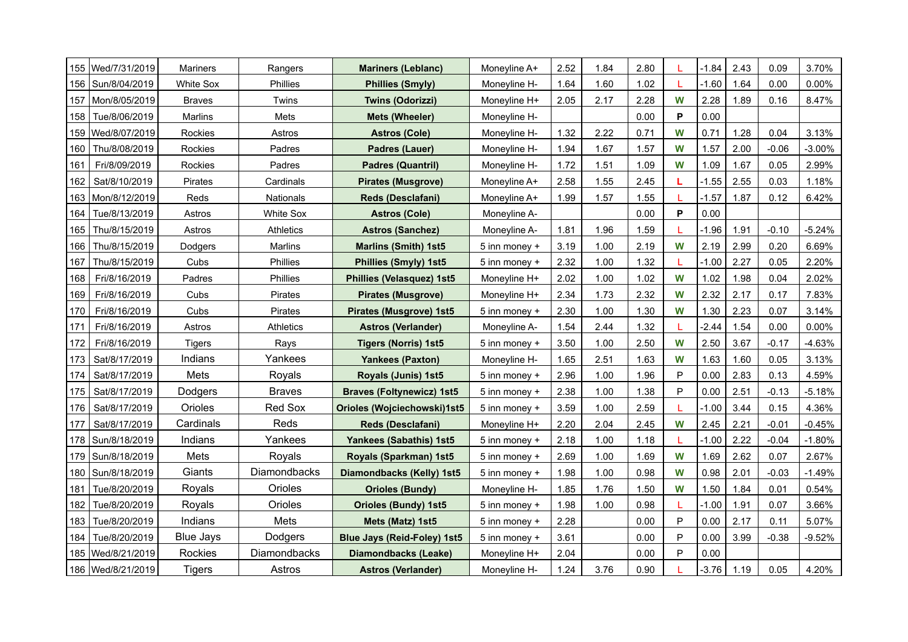| | | | | | | | | | | | | | |
|---|---|---|---|---|---|---|---|---|---|---|---|---|---|
| 155 | Wed/7/31/2019 | Mariners | Rangers | **Mariners (Leblanc)** | Moneyline A+ | 2.52 | 1.84 | 2.80 | L | -1.84 | 2.43 | 0.09 | 3.70% |
| 156 | Sun/8/04/2019 | White Sox | Phillies | **Phillies (Smyly)** | Moneyline H- | 1.64 | 1.60 | 1.02 | L | -1.60 | 1.64 | 0.00 | 0.00% |
| 157 | Mon/8/05/2019 | Braves | Twins | **Twins (Odorizzi)** | Moneyline H+ | 2.05 | 2.17 | 2.28 | W | 2.28 | 1.89 | 0.16 | 8.47% |
| 158 | Tue/8/06/2019 | Marlins | Mets | **Mets (Wheeler)** | Moneyline H- | | | 0.00 | P | 0.00 | | | |
| 159 | Wed/8/07/2019 | Rockies | Astros | **Astros (Cole)** | Moneyline H- | 1.32 | 2.22 | 0.71 | W | 0.71 | 1.28 | 0.04 | 3.13% |
| 160 | Thu/8/08/2019 | Rockies | Padres | **Padres (Lauer)** | Moneyline H- | 1.94 | 1.67 | 1.57 | W | 1.57 | 2.00 | -0.06 | -3.00% |
| 161 | Fri/8/09/2019 | Rockies | Padres | **Padres (Quantril)** | Moneyline H- | 1.72 | 1.51 | 1.09 | W | 1.09 | 1.67 | 0.05 | 2.99% |
| 162 | Sat/8/10/2019 | Pirates | Cardinals | **Pirates (Musgrove)** | Moneyline A+ | 2.58 | 1.55 | 2.45 | L | -1.55 | 2.55 | 0.03 | 1.18% |
| 163 | Mon/8/12/2019 | Reds | Nationals | **Reds (Desclafani)** | Moneyline A+ | 1.99 | 1.57 | 1.55 | L | -1.57 | 1.87 | 0.12 | 6.42% |
| 164 | Tue/8/13/2019 | Astros | White Sox | **Astros (Cole)** | Moneyline A- | | | 0.00 | P | 0.00 | | | |
| 165 | Thu/8/15/2019 | Astros | Athletics | **Astros (Sanchez)** | Moneyline A- | 1.81 | 1.96 | 1.59 | L | -1.96 | 1.91 | -0.10 | -5.24% |
| 166 | Thu/8/15/2019 | Dodgers | Marlins | **Marlins (Smith) 1st5** | 5 inn money + | 3.19 | 1.00 | 2.19 | W | 2.19 | 2.99 | 0.20 | 6.69% |
| 167 | Thu/8/15/2019 | Cubs | Phillies | **Phillies (Smyly) 1st5** | 5 inn money + | 2.32 | 1.00 | 1.32 | L | -1.00 | 2.27 | 0.05 | 2.20% |
| 168 | Fri/8/16/2019 | Padres | Phillies | **Phillies (Velasquez) 1st5** | Moneyline H+ | 2.02 | 1.00 | 1.02 | W | 1.02 | 1.98 | 0.04 | 2.02% |
| 169 | Fri/8/16/2019 | Cubs | Pirates | **Pirates (Musgrove)** | Moneyline H+ | 2.34 | 1.73 | 2.32 | W | 2.32 | 2.17 | 0.17 | 7.83% |
| 170 | Fri/8/16/2019 | Cubs | Pirates | **Pirates (Musgrove) 1st5** | 5 inn money + | 2.30 | 1.00 | 1.30 | W | 1.30 | 2.23 | 0.07 | 3.14% |
| 171 | Fri/8/16/2019 | Astros | Athletics | **Astros (Verlander)** | Moneyline A- | 1.54 | 2.44 | 1.32 | L | -2.44 | 1.54 | 0.00 | 0.00% |
| 172 | Fri/8/16/2019 | Tigers | Rays | **Tigers (Norris) 1st5** | 5 inn money + | 3.50 | 1.00 | 2.50 | W | 2.50 | 3.67 | -0.17 | -4.63% |
| 173 | Sat/8/17/2019 | Indians | Yankees | **Yankees (Paxton)** | Moneyline H- | 1.65 | 2.51 | 1.63 | W | 1.63 | 1.60 | 0.05 | 3.13% |
| 174 | Sat/8/17/2019 | Mets | Royals | **Royals (Junis) 1st5** | 5 inn money + | 2.96 | 1.00 | 1.96 | P | 0.00 | 2.83 | 0.13 | 4.59% |
| 175 | Sat/8/17/2019 | Dodgers | Braves | **Braves (Foltynewicz) 1st5** | 5 inn money + | 2.38 | 1.00 | 1.38 | P | 0.00 | 2.51 | -0.13 | -5.18% |
| 176 | Sat/8/17/2019 | Orioles | Red Sox | **Orioles (Wojciechowski)1st5** | 5 inn money + | 3.59 | 1.00 | 2.59 | L | -1.00 | 3.44 | 0.15 | 4.36% |
| 177 | Sat/8/17/2019 | Cardinals | Reds | **Reds (Desclafani)** | Moneyline H+ | 2.20 | 2.04 | 2.45 | W | 2.45 | 2.21 | -0.01 | -0.45% |
| 178 | Sun/8/18/2019 | Indians | Yankees | **Yankees (Sabathis) 1st5** | 5 inn money + | 2.18 | 1.00 | 1.18 | L | -1.00 | 2.22 | -0.04 | -1.80% |
| 179 | Sun/8/18/2019 | Mets | Royals | **Royals (Sparkman) 1st5** | 5 inn money + | 2.69 | 1.00 | 1.69 | W | 1.69 | 2.62 | 0.07 | 2.67% |
| 180 | Sun/8/18/2019 | Giants | Diamondbacks | **Diamondbacks (Kelly) 1st5** | 5 inn money + | 1.98 | 1.00 | 0.98 | W | 0.98 | 2.01 | -0.03 | -1.49% |
| 181 | Tue/8/20/2019 | Royals | Orioles | **Orioles (Bundy)** | Moneyline H- | 1.85 | 1.76 | 1.50 | W | 1.50 | 1.84 | 0.01 | 0.54% |
| 182 | Tue/8/20/2019 | Royals | Orioles | **Orioles (Bundy) 1st5** | 5 inn money + | 1.98 | 1.00 | 0.98 | L | -1.00 | 1.91 | 0.07 | 3.66% |
| 183 | Tue/8/20/2019 | Indians | Mets | **Mets (Matz) 1st5** | 5 inn money + | 2.28 | | 0.00 | P | 0.00 | 2.17 | 0.11 | 5.07% |
| 184 | Tue/8/20/2019 | Blue Jays | Dodgers | **Blue Jays (Reid-Foley) 1st5** | 5 inn money + | 3.61 | | 0.00 | P | 0.00 | 3.99 | -0.38 | -9.52% |
| 185 | Wed/8/21/2019 | Rockies | Diamondbacks | **Diamondbacks (Leake)** | Moneyline H+ | 2.04 | | 0.00 | P | 0.00 | | | |
| 186 | Wed/8/21/2019 | Tigers | Astros | **Astros (Verlander)** | Moneyline H- | 1.24 | 3.76 | 0.90 | L | -3.76 | 1.19 | 0.05 | 4.20% |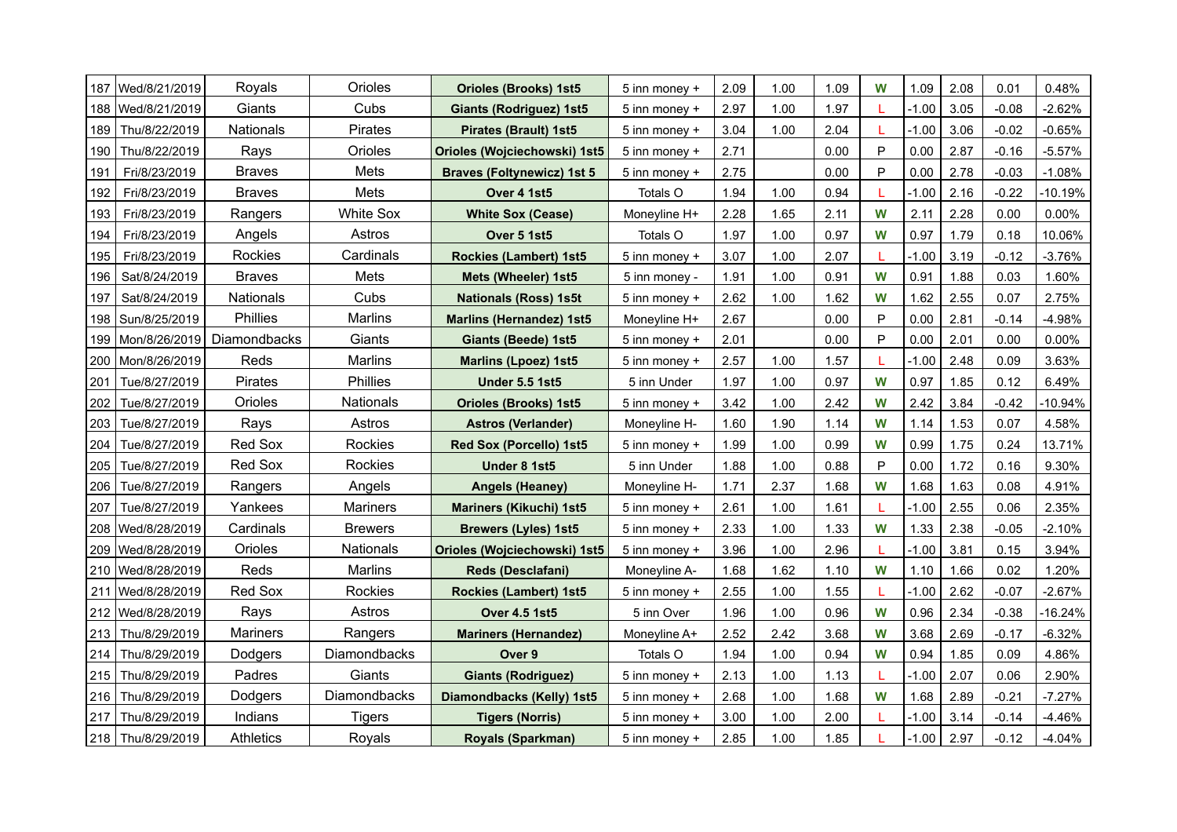| 187 | Wed/8/21/2019 | Royals | Orioles | **Orioles (Brooks) 1st5** | 5 inn money + | 2.09 | 1.00 | 1.09 | W | 1.09 | 2.08 | 0.01 | 0.48% |
|---|---|---|---|---|---|---|---|---|---|---|---|---|---|
| 188 | Wed/8/21/2019 | Giants | Cubs | **Giants (Rodriguez) 1st5** | 5 inn money + | 2.97 | 1.00 | 1.97 | L | -1.00 | 3.05 | -0.08 | -2.62% |
| 189 | Thu/8/22/2019 | Nationals | Pirates | **Pirates (Brault) 1st5** | 5 inn money + | 3.04 | 1.00 | 2.04 | L | -1.00 | 3.06 | -0.02 | -0.65% |
| 190 | Thu/8/22/2019 | Rays | Orioles | **Orioles (Wojciechowski) 1st5** | 5 inn money + | 2.71 | | 0.00 | P | 0.00 | 2.87 | -0.16 | -5.57% |
| 191 | Fri/8/23/2019 | Braves | Mets | **Braves (Foltynewicz) 1st 5** | 5 inn money + | 2.75 | | 0.00 | P | 0.00 | 2.78 | -0.03 | -1.08% |
| 192 | Fri/8/23/2019 | Braves | Mets | **Over 4 1st5** | Totals O | 1.94 | 1.00 | 0.94 | L | -1.00 | 2.16 | -0.22 | -10.19% |
| 193 | Fri/8/23/2019 | Rangers | White Sox | **White Sox (Cease)** | Moneyline H+ | 2.28 | 1.65 | 2.11 | W | 2.11 | 2.28 | 0.00 | 0.00% |
| 194 | Fri/8/23/2019 | Angels | Astros | **Over 5 1st5** | Totals O | 1.97 | 1.00 | 0.97 | W | 0.97 | 1.79 | 0.18 | 10.06% |
| 195 | Fri/8/23/2019 | Rockies | Cardinals | **Rockies (Lambert) 1st5** | 5 inn money + | 3.07 | 1.00 | 2.07 | L | -1.00 | 3.19 | -0.12 | -3.76% |
| 196 | Sat/8/24/2019 | Braves | Mets | **Mets (Wheeler) 1st5** | 5 inn money - | 1.91 | 1.00 | 0.91 | W | 0.91 | 1.88 | 0.03 | 1.60% |
| 197 | Sat/8/24/2019 | Nationals | Cubs | **Nationals (Ross) 1s5t** | 5 inn money + | 2.62 | 1.00 | 1.62 | W | 1.62 | 2.55 | 0.07 | 2.75% |
| 198 | Sun/8/25/2019 | Phillies | Marlins | **Marlins (Hernandez) 1st5** | Moneyline H+ | 2.67 | | 0.00 | P | 0.00 | 2.81 | -0.14 | -4.98% |
| 199 | Mon/8/26/2019 | Diamondbacks | Giants | **Giants (Beede) 1st5** | 5 inn money + | 2.01 | | 0.00 | P | 0.00 | 2.01 | 0.00 | 0.00% |
| 200 | Mon/8/26/2019 | Reds | Marlins | **Marlins (Lpoez) 1st5** | 5 inn money + | 2.57 | 1.00 | 1.57 | L | -1.00 | 2.48 | 0.09 | 3.63% |
| 201 | Tue/8/27/2019 | Pirates | Phillies | **Under 5.5 1st5** | 5 inn Under | 1.97 | 1.00 | 0.97 | W | 0.97 | 1.85 | 0.12 | 6.49% |
| 202 | Tue/8/27/2019 | Orioles | Nationals | **Orioles (Brooks) 1st5** | 5 inn money + | 3.42 | 1.00 | 2.42 | W | 2.42 | 3.84 | -0.42 | -10.94% |
| 203 | Tue/8/27/2019 | Rays | Astros | **Astros (Verlander)** | Moneyline H- | 1.60 | 1.90 | 1.14 | W | 1.14 | 1.53 | 0.07 | 4.58% |
| 204 | Tue/8/27/2019 | Red Sox | Rockies | **Red Sox (Porcello) 1st5** | 5 inn money + | 1.99 | 1.00 | 0.99 | W | 0.99 | 1.75 | 0.24 | 13.71% |
| 205 | Tue/8/27/2019 | Red Sox | Rockies | **Under 8 1st5** | 5 inn Under | 1.88 | 1.00 | 0.88 | P | 0.00 | 1.72 | 0.16 | 9.30% |
| 206 | Tue/8/27/2019 | Rangers | Angels | **Angels (Heaney)** | Moneyline H- | 1.71 | 2.37 | 1.68 | W | 1.68 | 1.63 | 0.08 | 4.91% |
| 207 | Tue/8/27/2019 | Yankees | Mariners | **Mariners (Kikuchi) 1st5** | 5 inn money + | 2.61 | 1.00 | 1.61 | L | -1.00 | 2.55 | 0.06 | 2.35% |
| 208 | Wed/8/28/2019 | Cardinals | Brewers | **Brewers (Lyles) 1st5** | 5 inn money + | 2.33 | 1.00 | 1.33 | W | 1.33 | 2.38 | -0.05 | -2.10% |
| 209 | Wed/8/28/2019 | Orioles | Nationals | **Orioles (Wojciechowski) 1st5** | 5 inn money + | 3.96 | 1.00 | 2.96 | L | -1.00 | 3.81 | 0.15 | 3.94% |
| 210 | Wed/8/28/2019 | Reds | Marlins | **Reds (Desclafani)** | Moneyline A- | 1.68 | 1.62 | 1.10 | W | 1.10 | 1.66 | 0.02 | 1.20% |
| 211 | Wed/8/28/2019 | Red Sox | Rockies | **Rockies (Lambert) 1st5** | 5 inn money + | 2.55 | 1.00 | 1.55 | L | -1.00 | 2.62 | -0.07 | -2.67% |
| 212 | Wed/8/28/2019 | Rays | Astros | **Over 4.5 1st5** | 5 inn Over | 1.96 | 1.00 | 0.96 | W | 0.96 | 2.34 | -0.38 | -16.24% |
| 213 | Thu/8/29/2019 | Mariners | Rangers | **Mariners (Hernandez)** | Moneyline A+ | 2.52 | 2.42 | 3.68 | W | 3.68 | 2.69 | -0.17 | -6.32% |
| 214 | Thu/8/29/2019 | Dodgers | Diamondbacks | **Over 9** | Totals O | 1.94 | 1.00 | 0.94 | W | 0.94 | 1.85 | 0.09 | 4.86% |
| 215 | Thu/8/29/2019 | Padres | Giants | **Giants (Rodriguez)** | 5 inn money + | 2.13 | 1.00 | 1.13 | L | -1.00 | 2.07 | 0.06 | 2.90% |
| 216 | Thu/8/29/2019 | Dodgers | Diamondbacks | **Diamondbacks (Kelly) 1st5** | 5 inn money + | 2.68 | 1.00 | 1.68 | W | 1.68 | 2.89 | -0.21 | -7.27% |
| 217 | Thu/8/29/2019 | Indians | Tigers | **Tigers (Norris)** | 5 inn money + | 3.00 | 1.00 | 2.00 | L | -1.00 | 3.14 | -0.14 | -4.46% |
| 218 | Thu/8/29/2019 | Athletics | Royals | **Royals (Sparkman)** | 5 inn money + | 2.85 | 1.00 | 1.85 | L | -1.00 | 2.97 | -0.12 | -4.04% |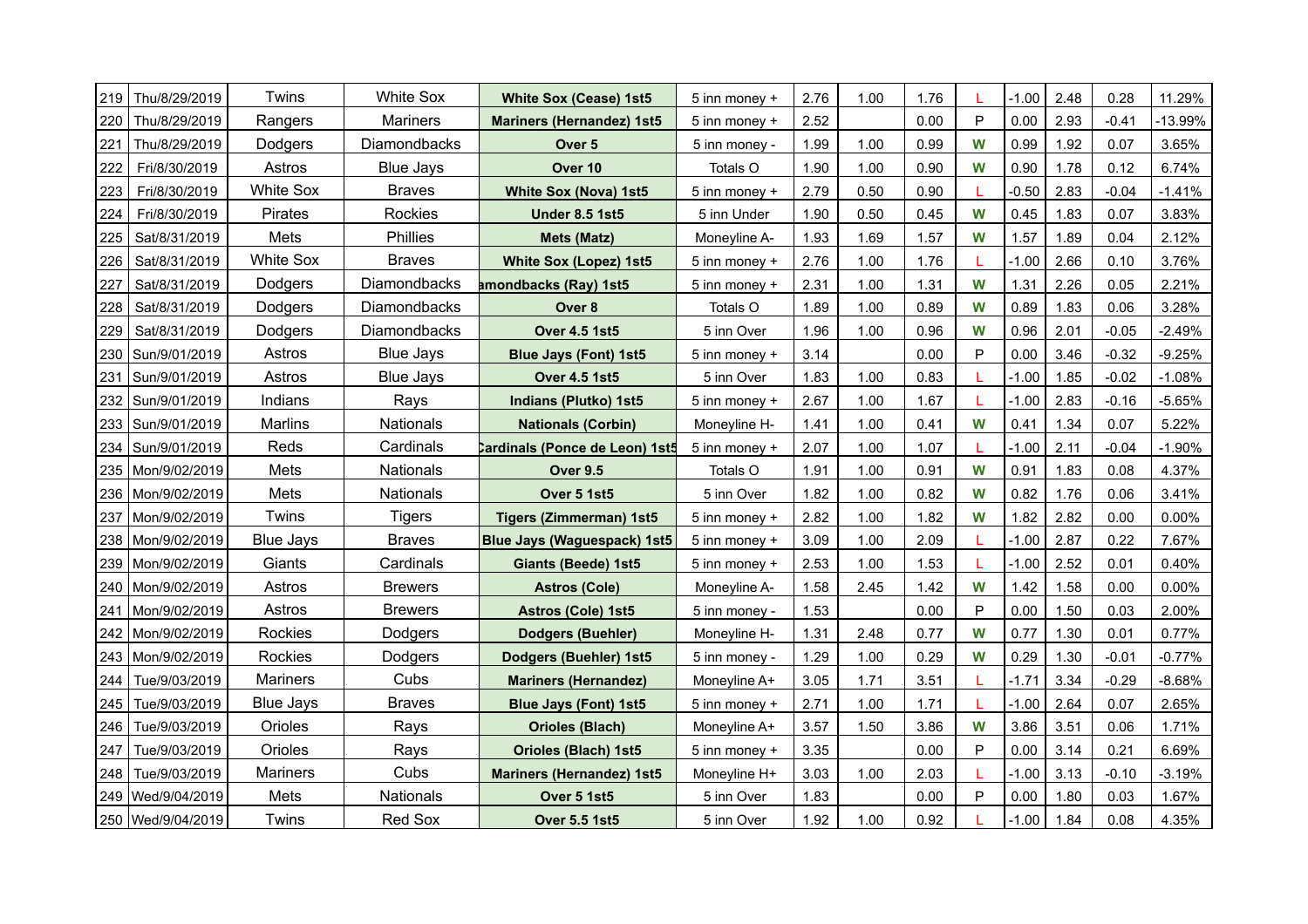| 219 | Thu/8/29/2019 | Twins | White Sox | **White Sox (Cease) 1st5** | 5 inn money + | 2.76 | 1.00 | 1.76 | L | -1.00 | 2.48 | 0.28 | 11.29% |
|---|---|---|---|---|---|---|---|---|---|---|---|---|---|
| 220 | Thu/8/29/2019 | Rangers | Mariners | **Mariners (Hernandez) 1st5** | 5 inn money + | 2.52 | | 0.00 | P | 0.00 | 2.93 | -0.41 | -13.99% |
| 221 | Thu/8/29/2019 | Dodgers | Diamondbacks | **Over 5** | 5 inn money - | 1.99 | 1.00 | 0.99 | W | 0.99 | 1.92 | 0.07 | 3.65% |
| 222 | Fri/8/30/2019 | Astros | Blue Jays | **Over 10** | Totals O | 1.90 | 1.00 | 0.90 | W | 0.90 | 1.78 | 0.12 | 6.74% |
| 223 | Fri/8/30/2019 | White Sox | Braves | **White Sox (Nova) 1st5** | 5 inn money + | 2.79 | 0.50 | 0.90 | L | -0.50 | 2.83 | -0.04 | -1.41% |
| 224 | Fri/8/30/2019 | Pirates | Rockies | **Under 8.5 1st5** | 5 inn Under | 1.90 | 0.50 | 0.45 | W | 0.45 | 1.83 | 0.07 | 3.83% |
| 225 | Sat/8/31/2019 | Mets | Phillies | **Mets (Matz)** | Moneyline A- | 1.93 | 1.69 | 1.57 | W | 1.57 | 1.89 | 0.04 | 2.12% |
| 226 | Sat/8/31/2019 | White Sox | Braves | **White Sox (Lopez) 1st5** | 5 inn money + | 2.76 | 1.00 | 1.76 | L | -1.00 | 2.66 | 0.10 | 3.76% |
| 227 | Sat/8/31/2019 | Dodgers | Diamondbacks | **amondbacks (Ray) 1st5** | 5 inn money + | 2.31 | 1.00 | 1.31 | W | 1.31 | 2.26 | 0.05 | 2.21% |
| 228 | Sat/8/31/2019 | Dodgers | Diamondbacks | **Over 8** | Totals O | 1.89 | 1.00 | 0.89 | W | 0.89 | 1.83 | 0.06 | 3.28% |
| 229 | Sat/8/31/2019 | Dodgers | Diamondbacks | **Over 4.5 1st5** | 5 inn Over | 1.96 | 1.00 | 0.96 | W | 0.96 | 2.01 | -0.05 | -2.49% |
| 230 | Sun/9/01/2019 | Astros | Blue Jays | **Blue Jays (Font) 1st5** | 5 inn money + | 3.14 | | 0.00 | P | 0.00 | 3.46 | -0.32 | -9.25% |
| 231 | Sun/9/01/2019 | Astros | Blue Jays | **Over 4.5 1st5** | 5 inn Over | 1.83 | 1.00 | 0.83 | L | -1.00 | 1.85 | -0.02 | -1.08% |
| 232 | Sun/9/01/2019 | Indians | Rays | **Indians (Plutko) 1st5** | 5 inn money + | 2.67 | 1.00 | 1.67 | L | -1.00 | 2.83 | -0.16 | -5.65% |
| 233 | Sun/9/01/2019 | Marlins | Nationals | **Nationals (Corbin)** | Moneyline H- | 1.41 | 1.00 | 0.41 | W | 0.41 | 1.34 | 0.07 | 5.22% |
| 234 | Sun/9/01/2019 | Reds | Cardinals | **Cardinals (Ponce de Leon) 1st5** | 5 inn money + | 2.07 | 1.00 | 1.07 | L | -1.00 | 2.11 | -0.04 | -1.90% |
| 235 | Mon/9/02/2019 | Mets | Nationals | **Over 9.5** | Totals O | 1.91 | 1.00 | 0.91 | W | 0.91 | 1.83 | 0.08 | 4.37% |
| 236 | Mon/9/02/2019 | Mets | Nationals | **Over 5 1st5** | 5 inn Over | 1.82 | 1.00 | 0.82 | W | 0.82 | 1.76 | 0.06 | 3.41% |
| 237 | Mon/9/02/2019 | Twins | Tigers | **Tigers (Zimmerman) 1st5** | 5 inn money + | 2.82 | 1.00 | 1.82 | W | 1.82 | 2.82 | 0.00 | 0.00% |
| 238 | Mon/9/02/2019 | Blue Jays | Braves | **Blue Jays (Waguespack) 1st5** | 5 inn money + | 3.09 | 1.00 | 2.09 | L | -1.00 | 2.87 | 0.22 | 7.67% |
| 239 | Mon/9/02/2019 | Giants | Cardinals | **Giants (Beede) 1st5** | 5 inn money + | 2.53 | 1.00 | 1.53 | L | -1.00 | 2.52 | 0.01 | 0.40% |
| 240 | Mon/9/02/2019 | Astros | Brewers | **Astros (Cole)** | Moneyline A- | 1.58 | 2.45 | 1.42 | W | 1.42 | 1.58 | 0.00 | 0.00% |
| 241 | Mon/9/02/2019 | Astros | Brewers | **Astros (Cole) 1st5** | 5 inn money - | 1.53 | | 0.00 | P | 0.00 | 1.50 | 0.03 | 2.00% |
| 242 | Mon/9/02/2019 | Rockies | Dodgers | **Dodgers (Buehler)** | Moneyline H- | 1.31 | 2.48 | 0.77 | W | 0.77 | 1.30 | 0.01 | 0.77% |
| 243 | Mon/9/02/2019 | Rockies | Dodgers | **Dodgers (Buehler) 1st5** | 5 inn money - | 1.29 | 1.00 | 0.29 | W | 0.29 | 1.30 | -0.01 | -0.77% |
| 244 | Tue/9/03/2019 | Mariners | Cubs | **Mariners (Hernandez)** | Moneyline A+ | 3.05 | 1.71 | 3.51 | L | -1.71 | 3.34 | -0.29 | -8.68% |
| 245 | Tue/9/03/2019 | Blue Jays | Braves | **Blue Jays (Font) 1st5** | 5 inn money + | 2.71 | 1.00 | 1.71 | L | -1.00 | 2.64 | 0.07 | 2.65% |
| 246 | Tue/9/03/2019 | Orioles | Rays | **Orioles (Blach)** | Moneyline A+ | 3.57 | 1.50 | 3.86 | W | 3.86 | 3.51 | 0.06 | 1.71% |
| 247 | Tue/9/03/2019 | Orioles | Rays | **Orioles (Blach) 1st5** | 5 inn money + | 3.35 | | 0.00 | P | 0.00 | 3.14 | 0.21 | 6.69% |
| 248 | Tue/9/03/2019 | Mariners | Cubs | **Mariners (Hernandez) 1st5** | Moneyline H+ | 3.03 | 1.00 | 2.03 | L | -1.00 | 3.13 | -0.10 | -3.19% |
| 249 | Wed/9/04/2019 | Mets | Nationals | **Over 5 1st5** | 5 inn Over | 1.83 | | 0.00 | P | 0.00 | 1.80 | 0.03 | 1.67% |
| 250 | Wed/9/04/2019 | Twins | Red Sox | **Over 5.5 1st5** | 5 inn Over | 1.92 | 1.00 | 0.92 | L | -1.00 | 1.84 | 0.08 | 4.35% |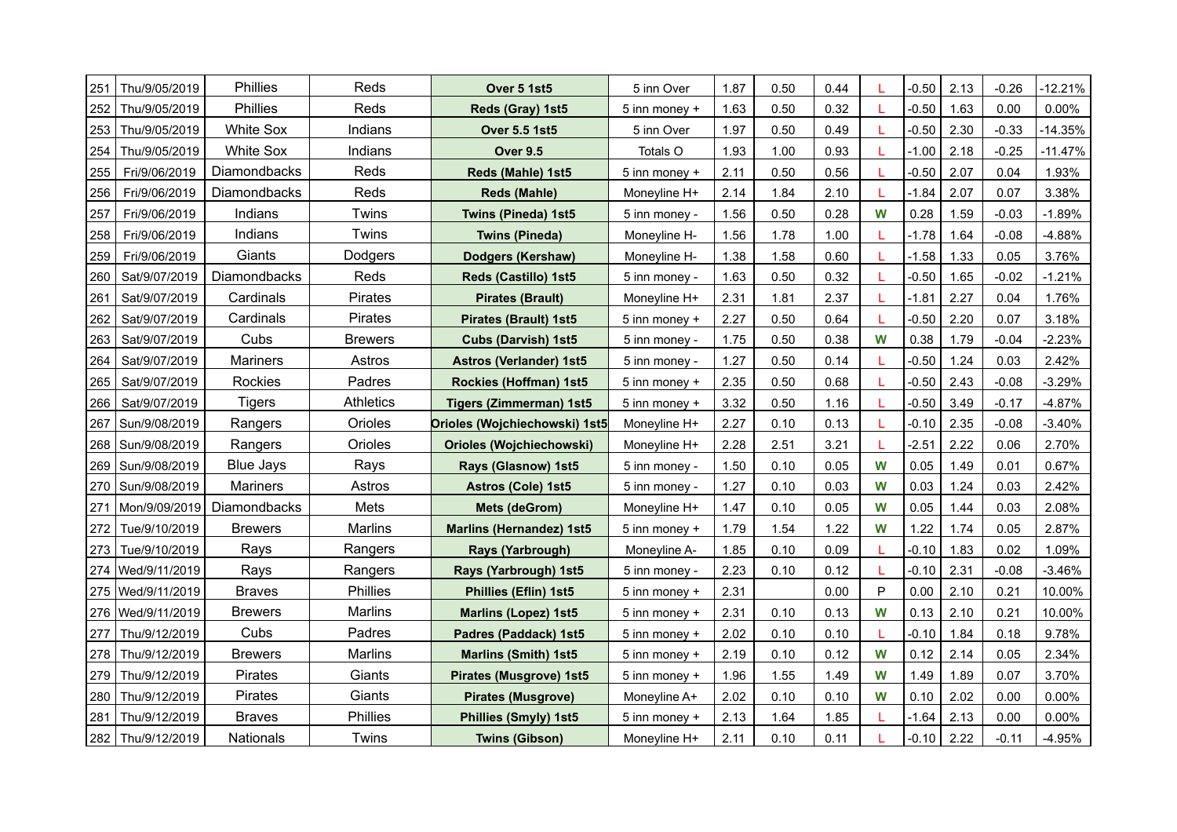| 251 | Thu/9/05/2019 | Phillies | Reds | **Over 5 1st5** | 5 inn Over | 1.87 | 0.50 | 0.44 | L | -0.50 | 2.13 | -0.26 | -12.21% |
|---|---|---|---|---|---|---|---|---|---|---|---|---|---|
| 252 | Thu/9/05/2019 | Phillies | Reds | **Reds (Gray) 1st5** | 5 inn money + | 1.63 | 0.50 | 0.32 | L | -0.50 | 1.63 | 0.00 | 0.00% |
| 253 | Thu/9/05/2019 | White Sox | Indians | **Over 5.5 1st5** | 5 inn Over | 1.97 | 0.50 | 0.49 | L | -0.50 | 2.30 | -0.33 | -14.35% |
| 254 | Thu/9/05/2019 | White Sox | Indians | **Over 9.5** | Totals O | 1.93 | 1.00 | 0.93 | L | -1.00 | 2.18 | -0.25 | -11.47% |
| 255 | Fri/9/06/2019 | Diamondbacks | Reds | **Reds (Mahle) 1st5** | 5 inn money + | 2.11 | 0.50 | 0.56 | L | -0.50 | 2.07 | 0.04 | 1.93% |
| 256 | Fri/9/06/2019 | Diamondbacks | Reds | **Reds (Mahle)** | Moneyline H+ | 2.14 | 1.84 | 2.10 | L | -1.84 | 2.07 | 0.07 | 3.38% |
| 257 | Fri/9/06/2019 | Indians | Twins | **Twins (Pineda) 1st5** | 5 inn money - | 1.56 | 0.50 | 0.28 | W | 0.28 | 1.59 | -0.03 | -1.89% |
| 258 | Fri/9/06/2019 | Indians | Twins | **Twins (Pineda)** | Moneyline H- | 1.56 | 1.78 | 1.00 | L | -1.78 | 1.64 | -0.08 | -4.88% |
| 259 | Fri/9/06/2019 | Giants | Dodgers | **Dodgers (Kershaw)** | Moneyline H- | 1.38 | 1.58 | 0.60 | L | -1.58 | 1.33 | 0.05 | 3.76% |
| 260 | Sat/9/07/2019 | Diamondbacks | Reds | **Reds (Castillo) 1st5** | 5 inn money - | 1.63 | 0.50 | 0.32 | L | -0.50 | 1.65 | -0.02 | -1.21% |
| 261 | Sat/9/07/2019 | Cardinals | Pirates | **Pirates (Brault)** | Moneyline H+ | 2.31 | 1.81 | 2.37 | L | -1.81 | 2.27 | 0.04 | 1.76% |
| 262 | Sat/9/07/2019 | Cardinals | Pirates | **Pirates (Brault) 1st5** | 5 inn money + | 2.27 | 0.50 | 0.64 | L | -0.50 | 2.20 | 0.07 | 3.18% |
| 263 | Sat/9/07/2019 | Cubs | Brewers | **Cubs (Darvish) 1st5** | 5 inn money - | 1.75 | 0.50 | 0.38 | W | 0.38 | 1.79 | -0.04 | -2.23% |
| 264 | Sat/9/07/2019 | Mariners | Astros | **Astros (Verlander) 1st5** | 5 inn money - | 1.27 | 0.50 | 0.14 | L | -0.50 | 1.24 | 0.03 | 2.42% |
| 265 | Sat/9/07/2019 | Rockies | Padres | **Rockies (Hoffman) 1st5** | 5 inn money + | 2.35 | 0.50 | 0.68 | L | -0.50 | 2.43 | -0.08 | -3.29% |
| 266 | Sat/9/07/2019 | Tigers | Athletics | **Tigers (Zimmerman) 1st5** | 5 inn money + | 3.32 | 0.50 | 1.16 | L | -0.50 | 3.49 | -0.17 | -4.87% |
| 267 | Sun/9/08/2019 | Rangers | Orioles | **Orioles (Wojchiechowski) 1st5** | Moneyline H+ | 2.27 | 0.10 | 0.13 | L | -0.10 | 2.35 | -0.08 | -3.40% |
| 268 | Sun/9/08/2019 | Rangers | Orioles | **Orioles (Wojchiechowski)** | Moneyline H+ | 2.28 | 2.51 | 3.21 | L | -2.51 | 2.22 | 0.06 | 2.70% |
| 269 | Sun/9/08/2019 | Blue Jays | Rays | **Rays (Glasnow) 1st5** | 5 inn money - | 1.50 | 0.10 | 0.05 | W | 0.05 | 1.49 | 0.01 | 0.67% |
| 270 | Sun/9/08/2019 | Mariners | Astros | **Astros (Cole) 1st5** | 5 inn money - | 1.27 | 0.10 | 0.03 | W | 0.03 | 1.24 | 0.03 | 2.42% |
| 271 | Mon/9/09/2019 | Diamondbacks | Mets | **Mets (deGrom)** | Moneyline H+ | 1.47 | 0.10 | 0.05 | W | 0.05 | 1.44 | 0.03 | 2.08% |
| 272 | Tue/9/10/2019 | Brewers | Marlins | **Marlins (Hernandez) 1st5** | 5 inn money + | 1.79 | 1.54 | 1.22 | W | 1.22 | 1.74 | 0.05 | 2.87% |
| 273 | Tue/9/10/2019 | Rays | Rangers | **Rays (Yarbrough)** | Moneyline A- | 1.85 | 0.10 | 0.09 | L | -0.10 | 1.83 | 0.02 | 1.09% |
| 274 | Wed/9/11/2019 | Rays | Rangers | **Rays (Yarbrough) 1st5** | 5 inn money - | 2.23 | 0.10 | 0.12 | L | -0.10 | 2.31 | -0.08 | -3.46% |
| 275 | Wed/9/11/2019 | Braves | Phillies | **Phillies (Eflin) 1st5** | 5 inn money + | 2.31 | | 0.00 | P | 0.00 | 2.10 | 0.21 | 10.00% |
| 276 | Wed/9/11/2019 | Brewers | Marlins | **Marlins (Lopez) 1st5** | 5 inn money + | 2.31 | 0.10 | 0.13 | W | 0.13 | 2.10 | 0.21 | 10.00% |
| 277 | Thu/9/12/2019 | Cubs | Padres | **Padres (Paddack) 1st5** | 5 inn money + | 2.02 | 0.10 | 0.10 | L | -0.10 | 1.84 | 0.18 | 9.78% |
| 278 | Thu/9/12/2019 | Brewers | Marlins | **Marlins (Smith) 1st5** | 5 inn money + | 2.19 | 0.10 | 0.12 | W | 0.12 | 2.14 | 0.05 | 2.34% |
| 279 | Thu/9/12/2019 | Pirates | Giants | **Pirates (Musgrove) 1st5** | 5 inn money + | 1.96 | 1.55 | 1.49 | W | 1.49 | 1.89 | 0.07 | 3.70% |
| 280 | Thu/9/12/2019 | Pirates | Giants | **Pirates (Musgrove)** | Moneyline A+ | 2.02 | 0.10 | 0.10 | W | 0.10 | 2.02 | 0.00 | 0.00% |
| 281 | Thu/9/12/2019 | Braves | Phillies | **Phillies (Smyly) 1st5** | 5 inn money + | 2.13 | 1.64 | 1.85 | L | -1.64 | 2.13 | 0.00 | 0.00% |
| 282 | Thu/9/12/2019 | Nationals | Twins | **Twins (Gibson)** | Moneyline H+ | 2.11 | 0.10 | 0.11 | L | -0.10 | 2.22 | -0.11 | -4.95% |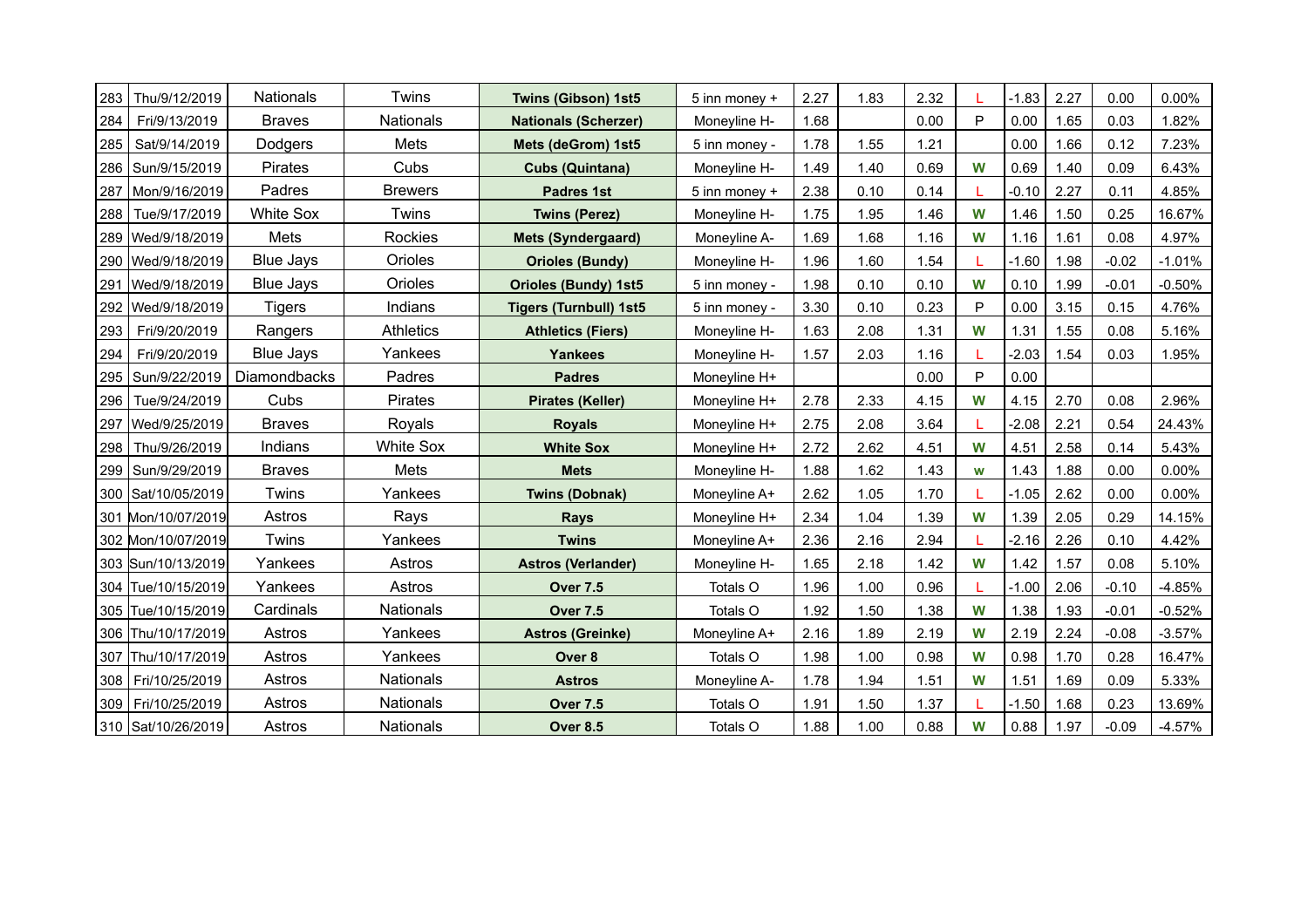| | | | | | | | | | | | | | | |
|---|---|---|---|---|---|---|---|---|---|---|---|---|---|---|
| 283 | Thu/9/12/2019 | Nationals | Twins | **Twins (Gibson) 1st5** | 5 inn money + | 2.27 | 1.83 | 2.32 | L | -1.83 | 2.27 | 0.00 | 0.00% |
| 284 | Fri/9/13/2019 | Braves | Nationals | **Nationals (Scherzer)** | Moneyline H- | 1.68 | | 0.00 | P | 0.00 | 1.65 | 0.03 | 1.82% |
| 285 | Sat/9/14/2019 | Dodgers | Mets | **Mets (deGrom) 1st5** | 5 inn money - | 1.78 | 1.55 | 1.21 | | 0.00 | 1.66 | 0.12 | 7.23% |
| 286 | Sun/9/15/2019 | Pirates | Cubs | **Cubs (Quintana)** | Moneyline H- | 1.49 | 1.40 | 0.69 | W | 0.69 | 1.40 | 0.09 | 6.43% |
| 287 | Mon/9/16/2019 | Padres | Brewers | **Padres 1st** | 5 inn money + | 2.38 | 0.10 | 0.14 | L | -0.10 | 2.27 | 0.11 | 4.85% |
| 288 | Tue/9/17/2019 | White Sox | Twins | **Twins (Perez)** | Moneyline H- | 1.75 | 1.95 | 1.46 | W | 1.46 | 1.50 | 0.25 | 16.67% |
| 289 | Wed/9/18/2019 | Mets | Rockies | **Mets (Syndergaard)** | Moneyline A- | 1.69 | 1.68 | 1.16 | W | 1.16 | 1.61 | 0.08 | 4.97% |
| 290 | Wed/9/18/2019 | Blue Jays | Orioles | **Orioles (Bundy)** | Moneyline H- | 1.96 | 1.60 | 1.54 | L | -1.60 | 1.98 | -0.02 | -1.01% |
| 291 | Wed/9/18/2019 | Blue Jays | Orioles | **Orioles (Bundy) 1st5** | 5 inn money - | 1.98 | 0.10 | 0.10 | W | 0.10 | 1.99 | -0.01 | -0.50% |
| 292 | Wed/9/18/2019 | Tigers | Indians | **Tigers (Turnbull) 1st5** | 5 inn money - | 3.30 | 0.10 | 0.23 | P | 0.00 | 3.15 | 0.15 | 4.76% |
| 293 | Fri/9/20/2019 | Rangers | Athletics | **Athletics (Fiers)** | Moneyline H- | 1.63 | 2.08 | 1.31 | W | 1.31 | 1.55 | 0.08 | 5.16% |
| 294 | Fri/9/20/2019 | Blue Jays | Yankees | **Yankees** | Moneyline H- | 1.57 | 2.03 | 1.16 | L | -2.03 | 1.54 | 0.03 | 1.95% |
| 295 | Sun/9/22/2019 | Diamondbacks | Padres | **Padres** | Moneyline H+ | | | 0.00 | P | 0.00 | | | |
| 296 | Tue/9/24/2019 | Cubs | Pirates | **Pirates (Keller)** | Moneyline H+ | 2.78 | 2.33 | 4.15 | W | 4.15 | 2.70 | 0.08 | 2.96% |
| 297 | Wed/9/25/2019 | Braves | Royals | **Royals** | Moneyline H+ | 2.75 | 2.08 | 3.64 | L | -2.08 | 2.21 | 0.54 | 24.43% |
| 298 | Thu/9/26/2019 | Indians | White Sox | **White Sox** | Moneyline H+ | 2.72 | 2.62 | 4.51 | W | 4.51 | 2.58 | 0.14 | 5.43% |
| 299 | Sun/9/29/2019 | Braves | Mets | **Mets** | Moneyline H- | 1.88 | 1.62 | 1.43 | w | 1.43 | 1.88 | 0.00 | 0.00% |
| 300 | Sat/10/05/2019 | Twins | Yankees | **Twins (Dobnak)** | Moneyline A+ | 2.62 | 1.05 | 1.70 | L | -1.05 | 2.62 | 0.00 | 0.00% |
| 301 | Mon/10/07/2019 | Astros | Rays | **Rays** | Moneyline H+ | 2.34 | 1.04 | 1.39 | W | 1.39 | 2.05 | 0.29 | 14.15% |
| 302 | Mon/10/07/2019 | Twins | Yankees | **Twins** | Moneyline A+ | 2.36 | 2.16 | 2.94 | L | -2.16 | 2.26 | 0.10 | 4.42% |
| 303 | Sun/10/13/2019 | Yankees | Astros | **Astros (Verlander)** | Moneyline H- | 1.65 | 2.18 | 1.42 | W | 1.42 | 1.57 | 0.08 | 5.10% |
| 304 | Tue/10/15/2019 | Yankees | Astros | **Over 7.5** | Totals O | 1.96 | 1.00 | 0.96 | L | -1.00 | 2.06 | -0.10 | -4.85% |
| 305 | Tue/10/15/2019 | Cardinals | Nationals | **Over 7.5** | Totals O | 1.92 | 1.50 | 1.38 | W | 1.38 | 1.93 | -0.01 | -0.52% |
| 306 | Thu/10/17/2019 | Astros | Yankees | **Astros (Greinke)** | Moneyline A+ | 2.16 | 1.89 | 2.19 | W | 2.19 | 2.24 | -0.08 | -3.57% |
| 307 | Thu/10/17/2019 | Astros | Yankees | **Over 8** | Totals O | 1.98 | 1.00 | 0.98 | W | 0.98 | 1.70 | 0.28 | 16.47% |
| 308 | Fri/10/25/2019 | Astros | Nationals | **Astros** | Moneyline A- | 1.78 | 1.94 | 1.51 | W | 1.51 | 1.69 | 0.09 | 5.33% |
| 309 | Fri/10/25/2019 | Astros | Nationals | **Over 7.5** | Totals O | 1.91 | 1.50 | 1.37 | L | -1.50 | 1.68 | 0.23 | 13.69% |
| 310 | Sat/10/26/2019 | Astros | Nationals | **Over 8.5** | Totals O | 1.88 | 1.00 | 0.88 | W | 0.88 | 1.97 | -0.09 | -4.57% |